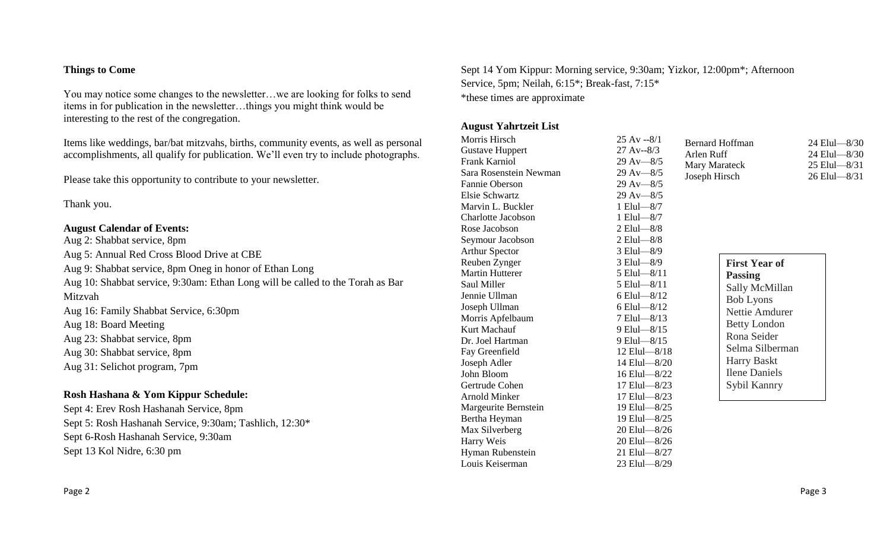**Things to Come**

You may notice some changes to the newsletter…we are looking for folks to send items in for publication in the newsletter…things you might think would be interesting to the rest of the congregation.

Items like weddings, bar/bat mitzvahs, births, community events, as well as personal accomplishments, all qualify for publication. We'll even try to include photographs.

Please take this opportunity to contribute to your newsletter.

Thank you.

**August Calendar of Events:**

Aug 2: Shabbat service, 8pm
Aug 5: Annual Red Cross Blood Drive at CBE
Aug 9: Shabbat service, 8pm Oneg in honor of Ethan Long
Aug 10: Shabbat service, 9:30am: Ethan Long will be called to the Torah as Bar Mitzvah
Aug 16: Family Shabbat Service, 6:30pm
Aug 18: Board Meeting
Aug 23: Shabbat service, 8pm
Aug 30: Shabbat service, 8pm
Aug 31: Selichot program, 7pm

**Rosh Hashana & Yom Kippur Schedule:**

Sept 4: Erev Rosh Hashanah Service, 8pm
Sept 5: Rosh Hashanah Service, 9:30am; Tashlich, 12:30*
Sept 6-Rosh Hashanah Service, 9:30am
Sept 13 Kol Nidre, 6:30 pm
Sept 14 Yom Kippur: Morning service, 9:30am; Yizkor, 12:00pm*; Afternoon Service, 5pm; Neilah, 6:15*; Break-fast, 7:15*
*these times are approximate

**August Yahrtzeit List**

| Name | Date |
|---|---|
| Morris Hirsch | 25 Av --8/1 |
| Gustave Huppert | 27 Av--8/3 |
| Frank Karniol | 29 Av—8/5 |
| Sara Rosenstein Newman | 29 Av—8/5 |
| Fannie Oberson | 29 Av—8/5 |
| Elsie Schwartz | 29 Av—8/5 |
| Marvin L. Buckler | 1 Elul—8/7 |
| Charlotte Jacobson | 1 Elul—8/7 |
| Rose Jacobson | 2 Elul—8/8 |
| Seymour Jacobson | 2 Elul—8/8 |
| Arthur Spector | 3 Elul—8/9 |
| Reuben Zynger | 3 Elul—8/9 |
| Martin Hutterer | 5 Elul—8/11 |
| Saul Miller | 5 Elul—8/11 |
| Jennie Ullman | 6 Elul—8/12 |
| Joseph Ullman | 6 Elul—8/12 |
| Morris Apfelbaum | 7 Elul—8/13 |
| Kurt Machauf | 9 Elul—8/15 |
| Dr. Joel Hartman | 9 Elul—8/15 |
| Fay Greenfield | 12 Elul—8/18 |
| Joseph Adler | 14 Elul—8/20 |
| John Bloom | 16 Elul—8/22 |
| Gertrude Cohen | 17 Elul—8/23 |
| Arnold Minker | 17 Elul—8/23 |
| Margeurite Bernstein | 19 Elul—8/25 |
| Bertha Heyman | 19 Elul—8/25 |
| Max Silverberg | 20 Elul—8/26 |
| Harry Weis | 20 Elul—8/26 |
| Hyman Rubenstein | 21 Elul—8/27 |
| Louis Keiserman | 23 Elul—8/29 |
| Bernard Hoffman | 24 Elul—8/30 |
| Arlen Ruff | 24 Elul—8/30 |
| Mary Marateck | 25 Elul—8/31 |
| Joseph Hirsch | 26 Elul—8/31 |

**First Year of Passing**

Sally McMillan
Bob Lyons
Nettie Amdurer
Betty London
Rona Seider
Selma Silberman
Harry Baskt
Ilene Daniels
Sybil Kannry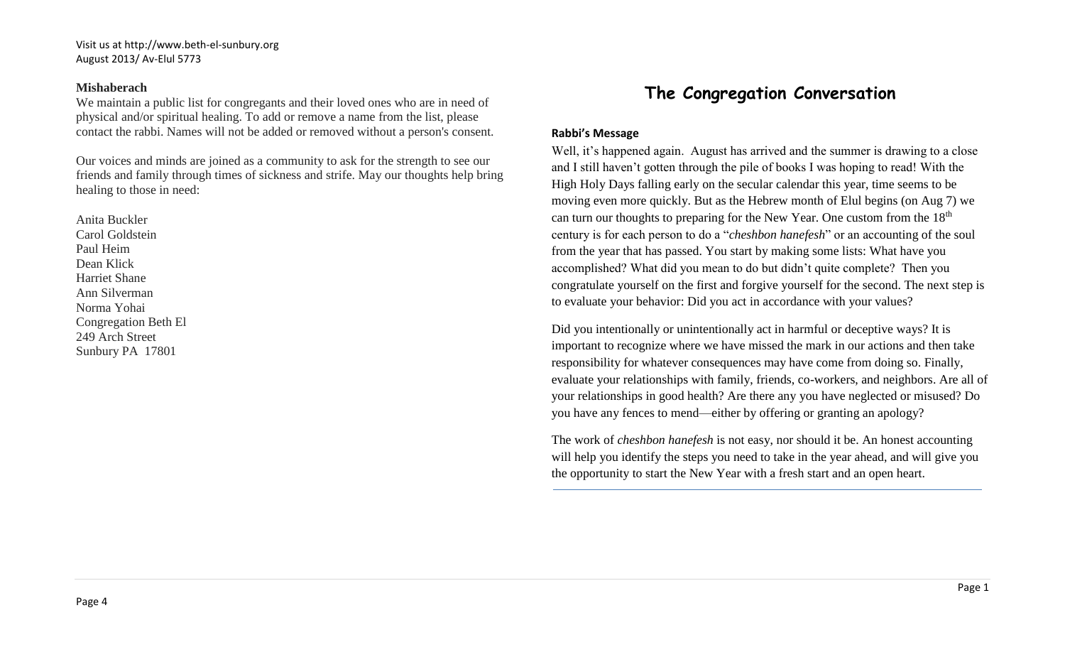Visit us at http://www.beth-el-sunbury.org
August 2013/ Av-Elul 5773

**Mishaberach**

We maintain a public list for congregants and their loved ones who are in need of physical and/or spiritual healing. To add or remove a name from the list, please contact the rabbi. Names will not be added or removed without a person's consent.

Our voices and minds are joined as a community to ask for the strength to see our friends and family through times of sickness and strife. May our thoughts help bring healing to those in need:

Anita Buckler
Carol Goldstein
Paul Heim
Dean Klick
Harriet Shane
Ann Silverman
Norma Yohai

Congregation Beth El
249 Arch Street
Sunbury PA 17801

# The Congregation Conversation

**Rabbi's Message**

Well, it's happened again. August has arrived and the summer is drawing to a close and I still haven't gotten through the pile of books I was hoping to read! With the High Holy Days falling early on the secular calendar this year, time seems to be moving even more quickly. But as the Hebrew month of Elul begins (on Aug 7) we can turn our thoughts to preparing for the New Year. One custom from the 18th century is for each person to do a "*cheshbon hanefesh*" or an accounting of the soul from the year that has passed. You start by making some lists: What have you accomplished? What did you mean to do but didn't quite complete? Then you congratulate yourself on the first and forgive yourself for the second. The next step is to evaluate your behavior: Did you act in accordance with your values?

Did you intentionally or unintentionally act in harmful or deceptive ways? It is important to recognize where we have missed the mark in our actions and then take responsibility for whatever consequences may have come from doing so. Finally, evaluate your relationships with family, friends, co-workers, and neighbors. Are all of your relationships in good health? Are there any you have neglected or misused? Do you have any fences to mend—either by offering or granting an apology?

The work of *cheshbon hanefesh* is not easy, nor should it be. An honest accounting will help you identify the steps you need to take in the year ahead, and will give you the opportunity to start the New Year with a fresh start and an open heart.